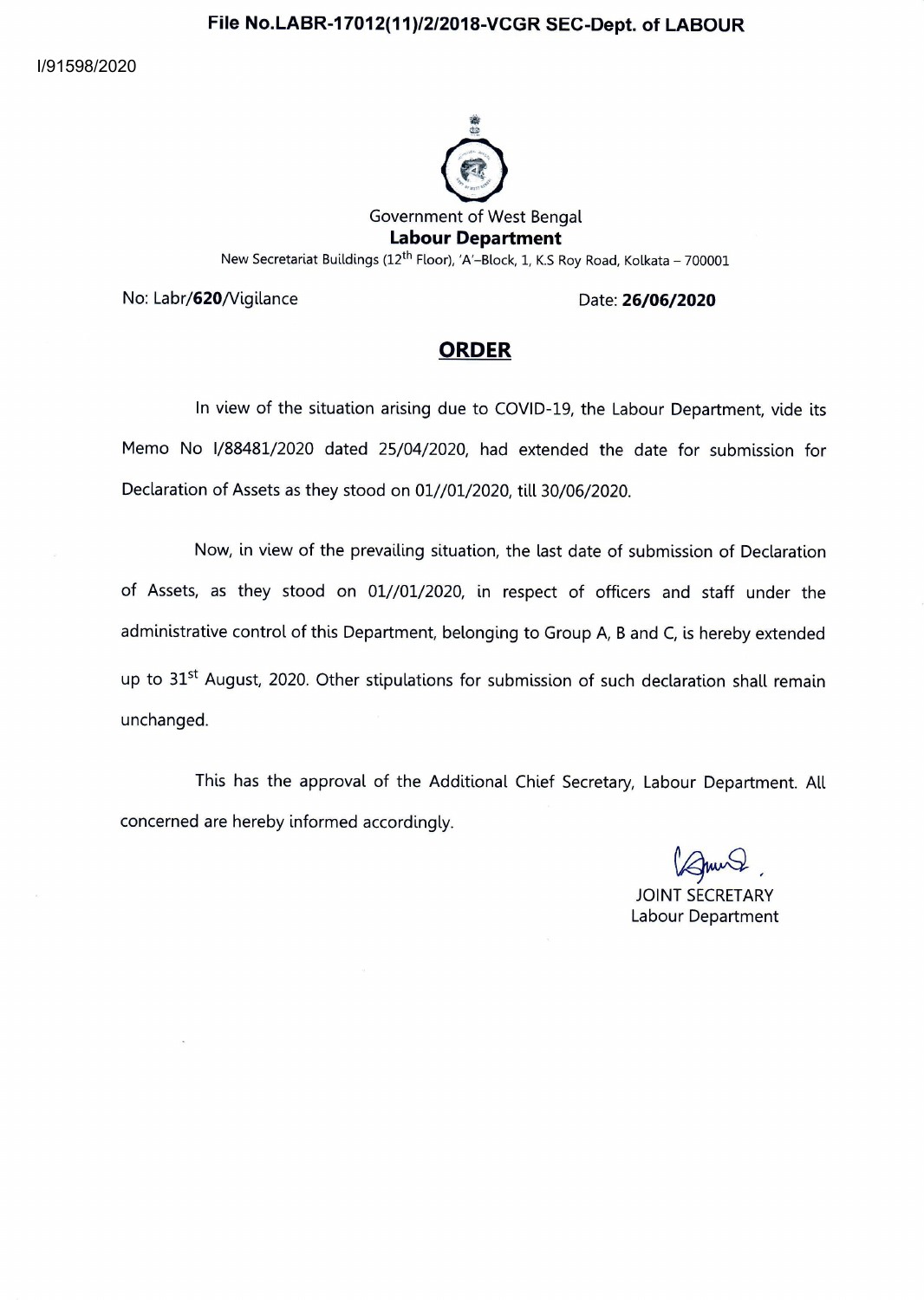**File No.LABR-17012(11)/2/2018-VCGR SEC-Dept. of LABOUR**

I/91598/2020

Government of West Bengal
**Labour Department**
New Secretariat Buildings (12th Floor), 'A'-Block, 1, K.S Roy Road, Kolkata – 700001

No: Labr/**620**/Vigilance  Date: **26/06/2020**

## ORDER

In view of the situation arising due to COVID-19, the Labour Department, vide its Memo No I/88481/2020 dated 25/04/2020, had extended the date for submission for Declaration of Assets as they stood on 01//01/2020, till 30/06/2020.

Now, in view of the prevailing situation, the last date of submission of Declaration of Assets, as they stood on 01//01/2020, in respect of officers and staff under the administrative control of this Department, belonging to Group A, B and C, is hereby extended up to 31st August, 2020. Other stipulations for submission of such declaration shall remain unchanged.

This has the approval of the Additional Chief Secretary, Labour Department. All concerned are hereby informed accordingly.

JOINT SECRETARY
Labour Department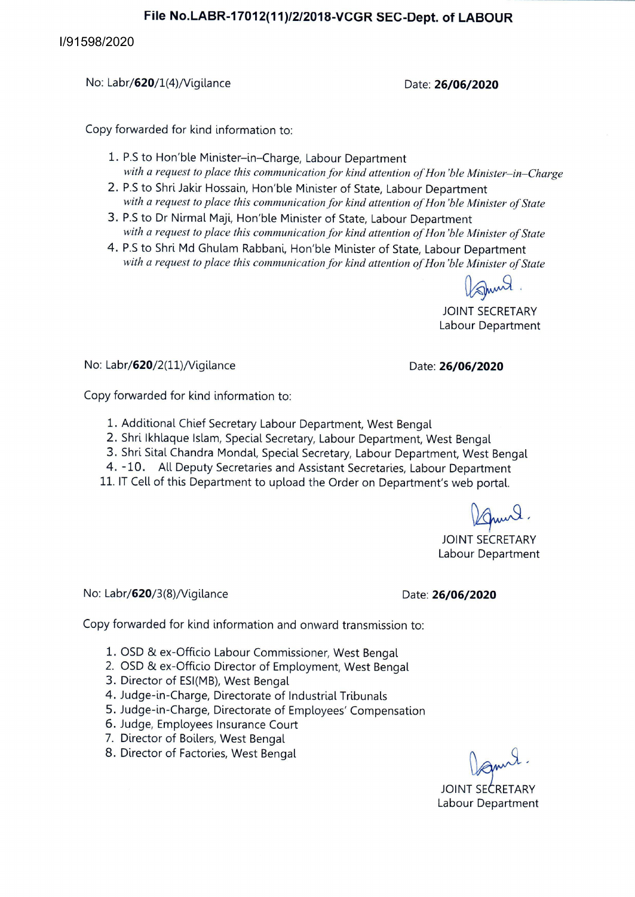**File No.LABR-17012(11)/2/2018-VCGR SEC-Dept. of LABOUR**

I/91598/2020

No: Labr/**620**/1(4)/Vigilance  Date: **26/06/2020**

Copy forwarded for kind information to:

1. P.S to Hon'ble Minister–in–Charge, Labour Department
   *with a request to place this communication for kind attention of Hon'ble Minister–in–Charge*
2. P.S to Shri Jakir Hossain, Hon'ble Minister of State, Labour Department
   *with a request to place this communication for kind attention of Hon'ble Minister of State*
3. P.S to Dr Nirmal Maji, Hon'ble Minister of State, Labour Department
   *with a request to place this communication for kind attention of Hon'ble Minister of State*
4. P.S to Shri Md Ghulam Rabbani, Hon'ble Minister of State, Labour Department
   *with a request to place this communication for kind attention of Hon'ble Minister of State*

JOINT SECRETARY
Labour Department

No: Labr/**620**/2(11)/Vigilance  Date: **26/06/2020**

Copy forwarded for kind information to:

1. Additional Chief Secretary Labour Department, West Bengal
2. Shri Ikhlaque Islam, Special Secretary, Labour Department, West Bengal
3. Shri Sital Chandra Mondal, Special Secretary, Labour Department, West Bengal
4. -10. All Deputy Secretaries and Assistant Secretaries, Labour Department
11. IT Cell of this Department to upload the Order on Department's web portal.

JOINT SECRETARY
Labour Department

No: Labr/**620**/3(8)/Vigilance  Date: **26/06/2020**

Copy forwarded for kind information and onward transmission to:

1. OSD & ex-Officio Labour Commissioner, West Bengal
2. OSD & ex-Officio Director of Employment, West Bengal
3. Director of ESI(MB), West Bengal
4. Judge-in-Charge, Directorate of Industrial Tribunals
5. Judge-in-Charge, Directorate of Employees' Compensation
6. Judge, Employees Insurance Court
7. Director of Boilers, West Bengal
8. Director of Factories, West Bengal

JOINT SECRETARY
Labour Department